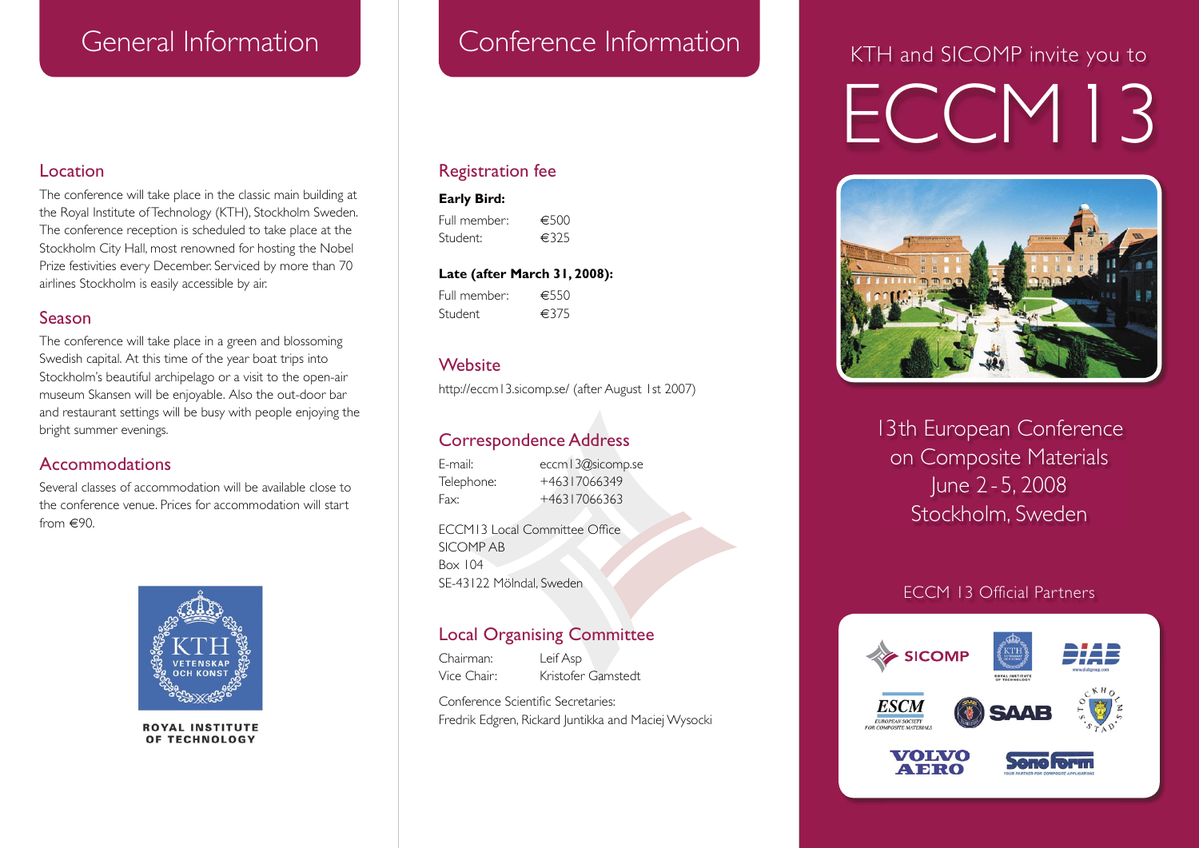# General Information

## Location

The conference will take place in the classic main building at the Royal Institute of Technology (KTH), Stockholm Sweden. The conference reception is scheduled to take place at the Stockholm City Hall, most renowned for hosting the Nobel Prize festivities every December. Serviced by more than 70 airlines Stockholm is easily accessible by air.

## Season

The conference will take place in a green and blossoming Swedish capital. At this time of the year boat trips into Stockholm's beautiful archipelago or a visit to the open-air museum Skansen will be enjoyable. Also the out-door bar and restaurant settings will be busy with people enjoying the bright summer evenings.

## Accommodations

Several classes of accommodation will be available close to the conference venue. Prices for accommodation will start from €90.

KTH VETENSKAP OCH KONST

ROYAL INSTITUTE OF TECHNOLOGY

# Conference Information

## Registration fee

**Early Bird:**

| | |
|---|---|
| Full member: | €500 |
| Student: | €325 |

**Late (after March 31, 2008):**

| | |
|---|---|
| Full member: | €550 |
| Student | €375 |

## Website

http://eccm13.sicomp.se/ (after August 1st 2007)

## Correspondence Address

| | |
|---|---|
| E-mail: | eccm13@sicomp.se |
| Telephone: | +46317066349 |
| Fax: | +46317066363 |

ECCM13 Local Committee Office
SICOMP AB
Box 104
SE-43122 Mölndal, Sweden

## Local Organising Committee

| | |
|---|---|
| Chairman: | Leif Asp |
| Vice Chair: | Kristofer Gamstedt |

Conference Scientific Secretaries:
Fredrik Edgren, Rickard Juntikka and Maciej Wysocki

KTH and SICOMP invite you to

# ECCM13

13th European Conference on Composite Materials
June 2 - 5, 2008
Stockholm, Sweden

ECCM 13 Official Partners

SICOMP, KTH Royal Institute of Technology, DIAB, ESCM European Society for Composite Materials, SAAB, Stockholms Stad, Volvo Aero, Sonoform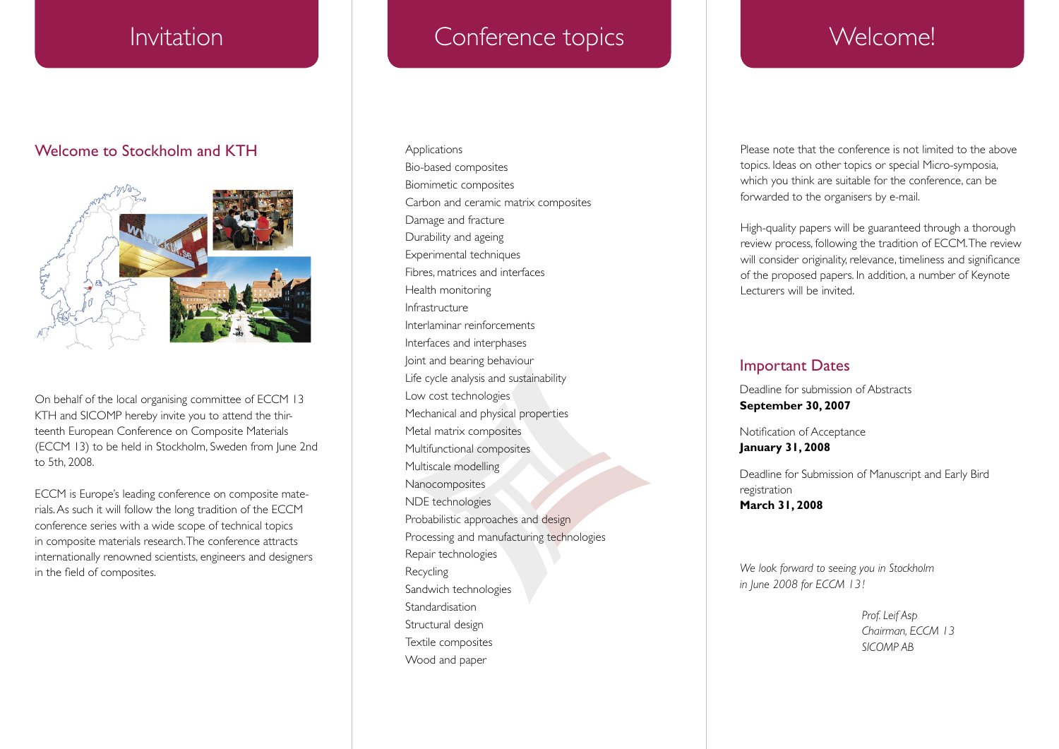# Invitation

## Welcome to Stockholm and KTH

On behalf of the local organising committee of ECCM 13 KTH and SICOMP hereby invite you to attend the thirteenth European Conference on Composite Materials (ECCM 13) to be held in Stockholm, Sweden from June 2nd to 5th, 2008.

ECCM is Europe's leading conference on composite materials. As such it will follow the long tradition of the ECCM conference series with a wide scope of technical topics in composite materials research. The conference attracts internationally renowned scientists, engineers and designers in the field of composites.

# Conference topics

- Applications
- Bio-based composites
- Biomimetic composites
- Carbon and ceramic matrix composites
- Damage and fracture
- Durability and ageing
- Experimental techniques
- Fibres, matrices and interfaces
- Health monitoring
- Infrastructure
- Interlaminar reinforcements
- Interfaces and interphases
- Joint and bearing behaviour
- Life cycle analysis and sustainability
- Low cost technologies
- Mechanical and physical properties
- Metal matrix composites
- Multifunctional composites
- Multiscale modelling
- Nanocomposites
- NDE technologies
- Probabilistic approaches and design
- Processing and manufacturing technologies
- Repair technologies
- Recycling
- Sandwich technologies
- Standardisation
- Structural design
- Textile composites
- Wood and paper

# Welcome!

Please note that the conference is not limited to the above topics. Ideas on other topics or special Micro-symposia, which you think are suitable for the conference, can be forwarded to the organisers by e-mail.

High-quality papers will be guaranteed through a thorough review process, following the tradition of ECCM. The review will consider originality, relevance, timeliness and significance of the proposed papers. In addition, a number of Keynote Lecturers will be invited.

## Important Dates

Deadline for submission of Abstracts
**September 30, 2007**

Notification of Acceptance
**January 31, 2008**

Deadline for Submission of Manuscript and Early Bird registration
**March 31, 2008**

*We look forward to seeing you in Stockholm in June 2008 for ECCM 13!*

*Prof. Leif Asp*
*Chairman, ECCM 13*
*SICOMP AB*